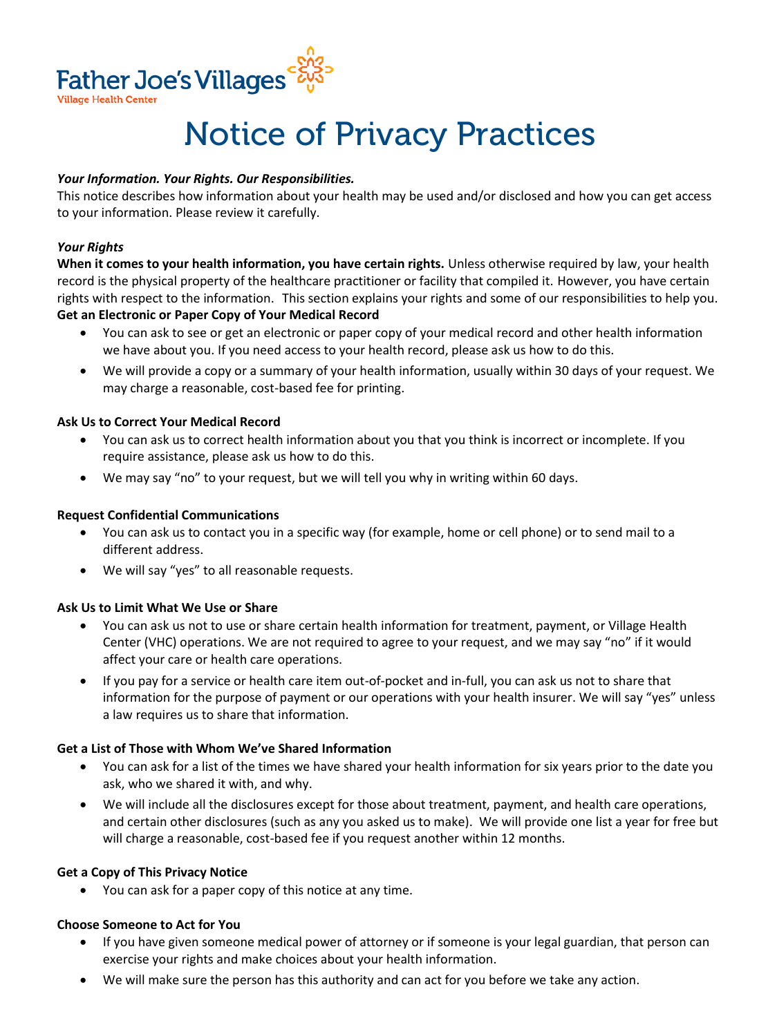Father Joe's Villages
Village Health Center

# Notice of Privacy Practices

***Your Information. Your Rights. Our Responsibilities.***

This notice describes how information about your health may be used and/or disclosed and how you can get access to your information. Please review it carefully.

***Your Rights***

**When it comes to your health information, you have certain rights.** Unless otherwise required by law, your health record is the physical property of the healthcare practitioner or facility that compiled it. However, you have certain rights with respect to the information. This section explains your rights and some of our responsibilities to help you.

**Get an Electronic or Paper Copy of Your Medical Record**

- You can ask to see or get an electronic or paper copy of your medical record and other health information we have about you. If you need access to your health record, please ask us how to do this.
- We will provide a copy or a summary of your health information, usually within 30 days of your request. We may charge a reasonable, cost-based fee for printing.

**Ask Us to Correct Your Medical Record**

- You can ask us to correct health information about you that you think is incorrect or incomplete. If you require assistance, please ask us how to do this.
- We may say "no" to your request, but we will tell you why in writing within 60 days.

**Request Confidential Communications**

- You can ask us to contact you in a specific way (for example, home or cell phone) or to send mail to a different address.
- We will say "yes" to all reasonable requests.

**Ask Us to Limit What We Use or Share**

- You can ask us not to use or share certain health information for treatment, payment, or Village Health Center (VHC) operations. We are not required to agree to your request, and we may say "no" if it would affect your care or health care operations.
- If you pay for a service or health care item out-of-pocket and in-full, you can ask us not to share that information for the purpose of payment or our operations with your health insurer. We will say "yes" unless a law requires us to share that information.

**Get a List of Those with Whom We've Shared Information**

- You can ask for a list of the times we have shared your health information for six years prior to the date you ask, who we shared it with, and why.
- We will include all the disclosures except for those about treatment, payment, and health care operations, and certain other disclosures (such as any you asked us to make). We will provide one list a year for free but will charge a reasonable, cost-based fee if you request another within 12 months.

**Get a Copy of This Privacy Notice**

- You can ask for a paper copy of this notice at any time.

**Choose Someone to Act for You**

- If you have given someone medical power of attorney or if someone is your legal guardian, that person can exercise your rights and make choices about your health information.
- We will make sure the person has this authority and can act for you before we take any action.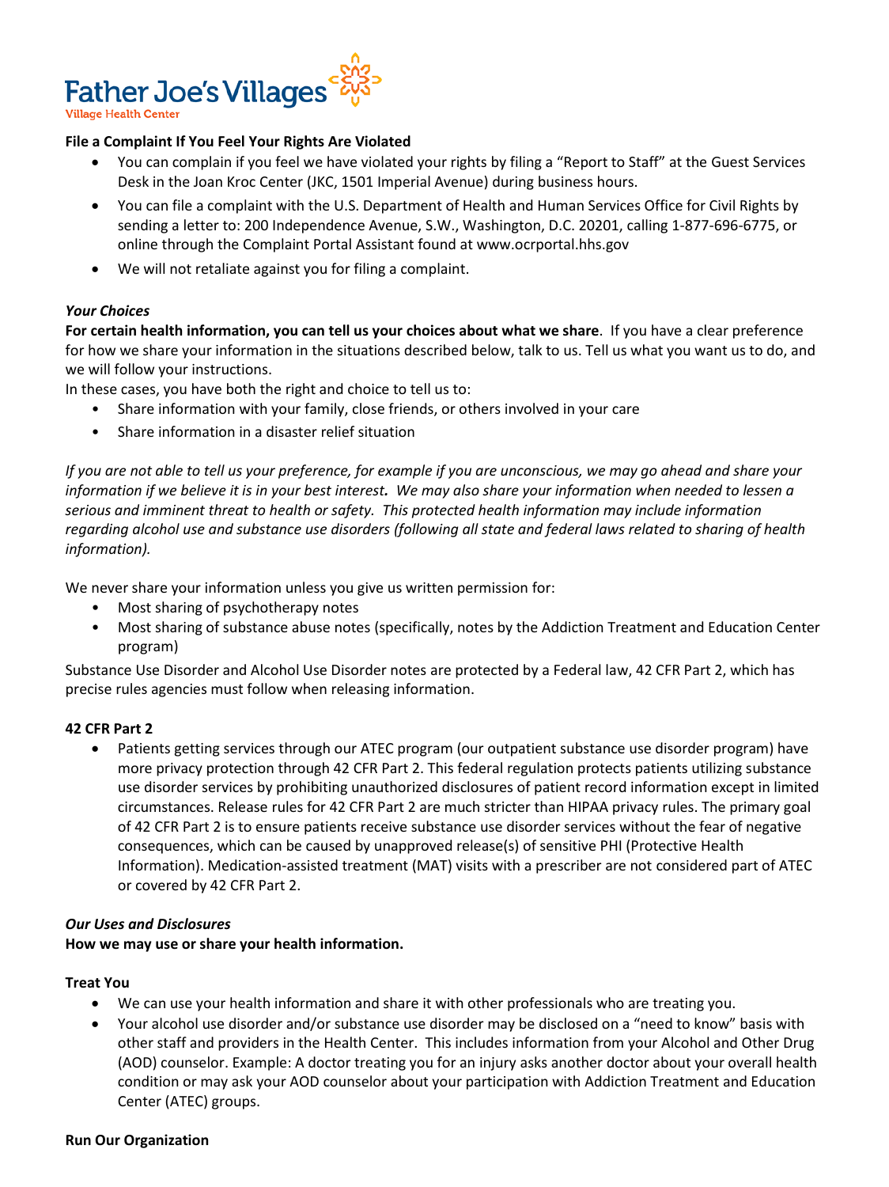Father Joe's Villages
Village Health Center

**File a Complaint If You Feel Your Rights Are Violated**

- You can complain if you feel we have violated your rights by filing a "Report to Staff" at the Guest Services Desk in the Joan Kroc Center (JKC, 1501 Imperial Avenue) during business hours.
- You can file a complaint with the U.S. Department of Health and Human Services Office for Civil Rights by sending a letter to: 200 Independence Avenue, S.W., Washington, D.C. 20201, calling 1-877-696-6775, or online through the Complaint Portal Assistant found at www.ocrportal.hhs.gov
- We will not retaliate against you for filing a complaint.

***Your Choices***

**For certain health information, you can tell us your choices about what we share**. If you have a clear preference for how we share your information in the situations described below, talk to us. Tell us what you want us to do, and we will follow your instructions.

In these cases, you have both the right and choice to tell us to:

- Share information with your family, close friends, or others involved in your care
- Share information in a disaster relief situation

*If you are not able to tell us your preference, for example if you are unconscious, we may go ahead and share your information if we believe it is in your best interest. We may also share your information when needed to lessen a serious and imminent threat to health or safety. This protected health information may include information regarding alcohol use and substance use disorders (following all state and federal laws related to sharing of health information).*

We never share your information unless you give us written permission for:

- Most sharing of psychotherapy notes
- Most sharing of substance abuse notes (specifically, notes by the Addiction Treatment and Education Center program)

Substance Use Disorder and Alcohol Use Disorder notes are protected by a Federal law, 42 CFR Part 2, which has precise rules agencies must follow when releasing information.

**42 CFR Part 2**

- Patients getting services through our ATEC program (our outpatient substance use disorder program) have more privacy protection through 42 CFR Part 2. This federal regulation protects patients utilizing substance use disorder services by prohibiting unauthorized disclosures of patient record information except in limited circumstances. Release rules for 42 CFR Part 2 are much stricter than HIPAA privacy rules. The primary goal of 42 CFR Part 2 is to ensure patients receive substance use disorder services without the fear of negative consequences, which can be caused by unapproved release(s) of sensitive PHI (Protective Health Information). Medication-assisted treatment (MAT) visits with a prescriber are not considered part of ATEC or covered by 42 CFR Part 2.

***Our Uses and Disclosures***

**How we may use or share your health information.**

**Treat You**

- We can use your health information and share it with other professionals who are treating you.
- Your alcohol use disorder and/or substance use disorder may be disclosed on a "need to know" basis with other staff and providers in the Health Center. This includes information from your Alcohol and Other Drug (AOD) counselor. Example: A doctor treating you for an injury asks another doctor about your overall health condition or may ask your AOD counselor about your participation with Addiction Treatment and Education Center (ATEC) groups.

**Run Our Organization**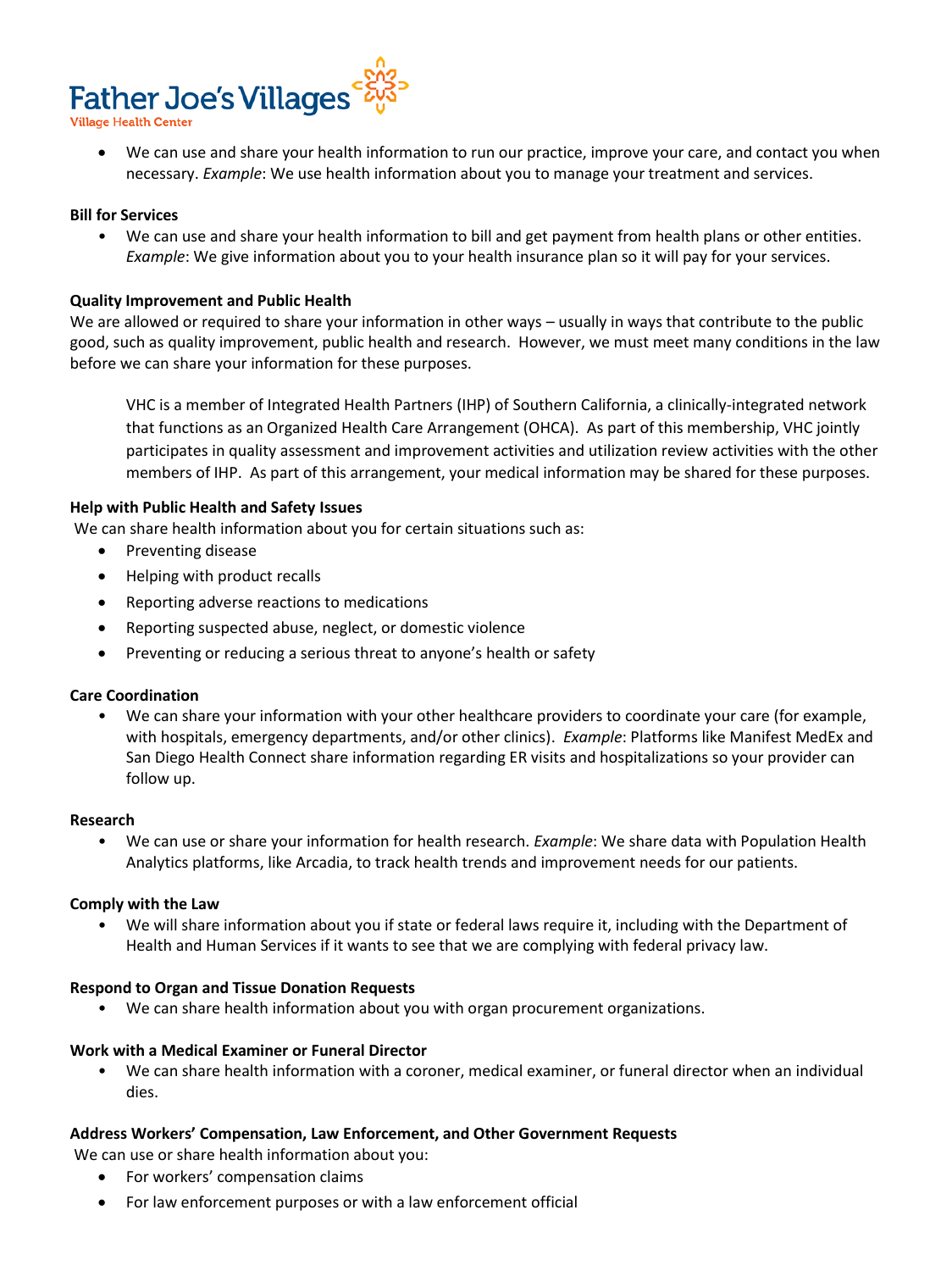- We can use and share your health information to run our practice, improve your care, and contact you when necessary. *Example*: We use health information about you to manage your treatment and services.

**Bill for Services**

- We can use and share your health information to bill and get payment from health plans or other entities. *Example*: We give information about you to your health insurance plan so it will pay for your services.

**Quality Improvement and Public Health**

We are allowed or required to share your information in other ways – usually in ways that contribute to the public good, such as quality improvement, public health and research. However, we must meet many conditions in the law before we can share your information for these purposes.

> VHC is a member of Integrated Health Partners (IHP) of Southern California, a clinically-integrated network that functions as an Organized Health Care Arrangement (OHCA). As part of this membership, VHC jointly participates in quality assessment and improvement activities and utilization review activities with the other members of IHP. As part of this arrangement, your medical information may be shared for these purposes.

**Help with Public Health and Safety Issues**

We can share health information about you for certain situations such as:

- Preventing disease
- Helping with product recalls
- Reporting adverse reactions to medications
- Reporting suspected abuse, neglect, or domestic violence
- Preventing or reducing a serious threat to anyone's health or safety

**Care Coordination**

- We can share your information with your other healthcare providers to coordinate your care (for example, with hospitals, emergency departments, and/or other clinics). *Example*: Platforms like Manifest MedEx and San Diego Health Connect share information regarding ER visits and hospitalizations so your provider can follow up.

**Research**

- We can use or share your information for health research. *Example*: We share data with Population Health Analytics platforms, like Arcadia, to track health trends and improvement needs for our patients.

**Comply with the Law**

- We will share information about you if state or federal laws require it, including with the Department of Health and Human Services if it wants to see that we are complying with federal privacy law.

**Respond to Organ and Tissue Donation Requests**

- We can share health information about you with organ procurement organizations.

**Work with a Medical Examiner or Funeral Director**

- We can share health information with a coroner, medical examiner, or funeral director when an individual dies.

**Address Workers' Compensation, Law Enforcement, and Other Government Requests**

We can use or share health information about you:

- For workers' compensation claims
- For law enforcement purposes or with a law enforcement official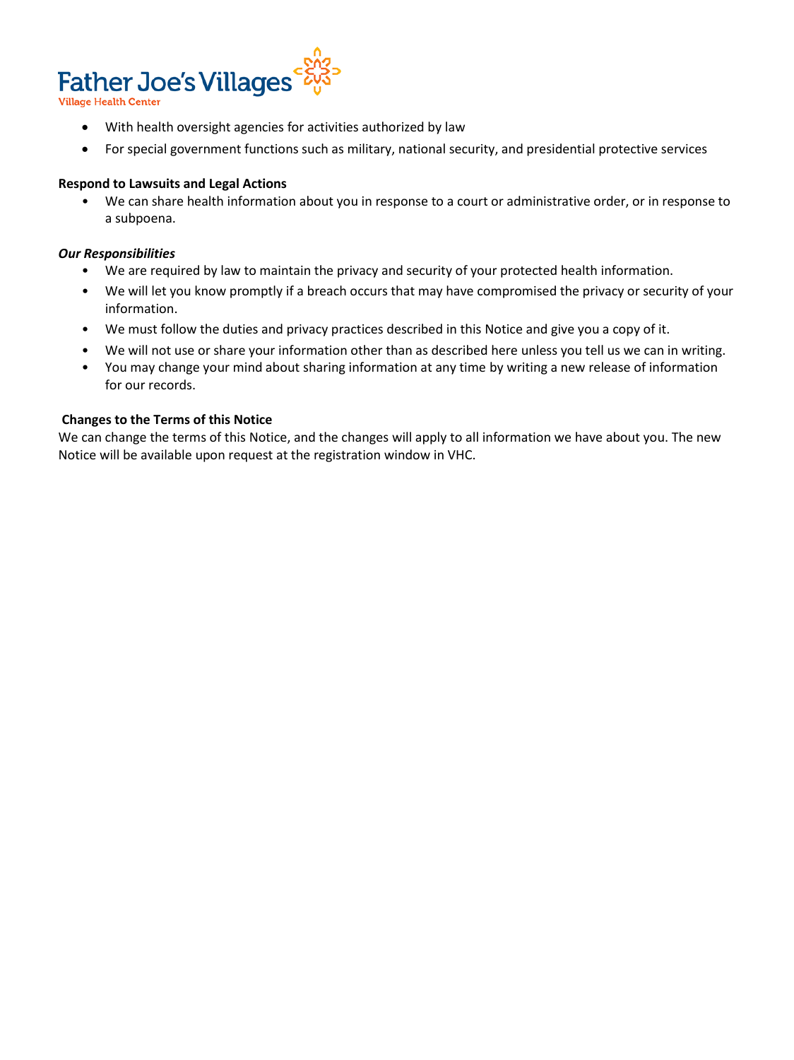- With health oversight agencies for activities authorized by law
- For special government functions such as military, national security, and presidential protective services

**Respond to Lawsuits and Legal Actions**

- We can share health information about you in response to a court or administrative order, or in response to a subpoena.

***Our Responsibilities***

- We are required by law to maintain the privacy and security of your protected health information.
- We will let you know promptly if a breach occurs that may have compromised the privacy or security of your information.
- We must follow the duties and privacy practices described in this Notice and give you a copy of it.
- We will not use or share your information other than as described here unless you tell us we can in writing.
- You may change your mind about sharing information at any time by writing a new release of information for our records.

**Changes to the Terms of this Notice**

We can change the terms of this Notice, and the changes will apply to all information we have about you. The new Notice will be available upon request at the registration window in VHC.